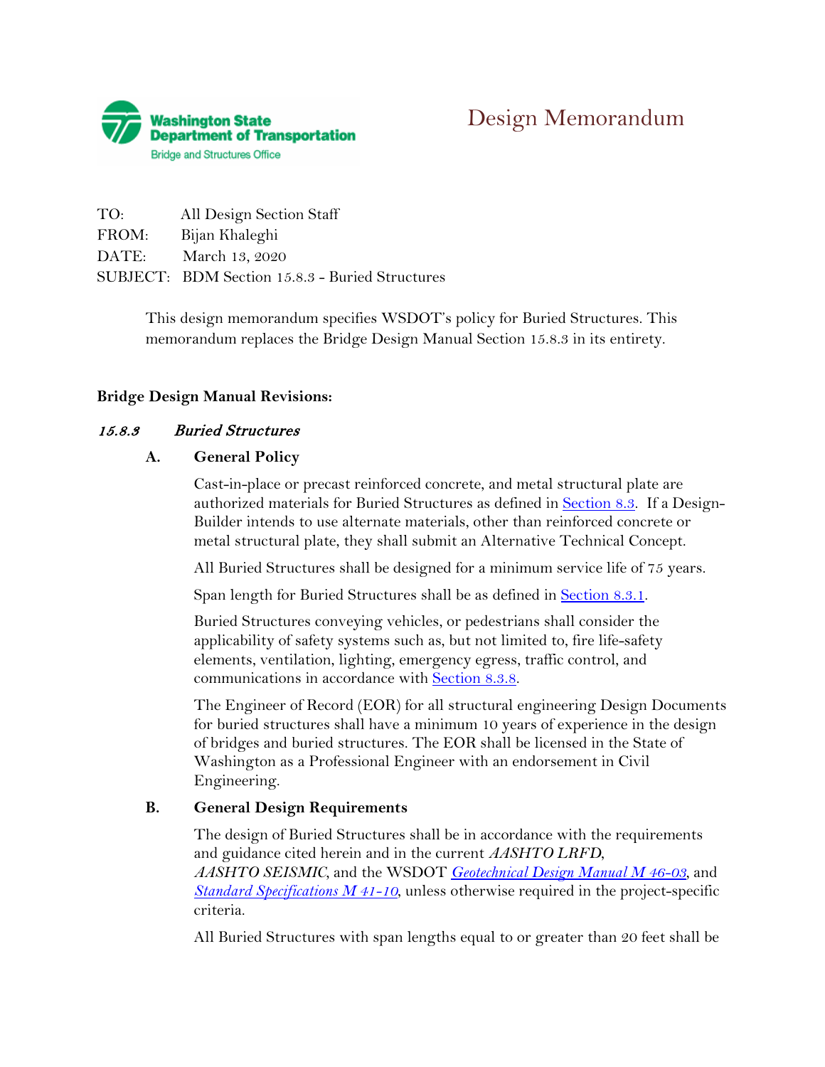Washington State Department of Transportation
Bridge and Structures Office

# Design Memorandum

TO: All Design Section Staff
FROM: Bijan Khaleghi
DATE: March 13, 2020
SUBJECT: BDM Section 15.8.3 - Buried Structures

This design memorandum specifies WSDOT's policy for Buried Structures. This memorandum replaces the Bridge Design Manual Section 15.8.3 in its entirety.

**Bridge Design Manual Revisions:**

## *15.8.3 Buried Structures*

### A. General Policy

Cast-in-place or precast reinforced concrete, and metal structural plate are authorized materials for Buried Structures as defined in Section 8.3. If a Design-Builder intends to use alternate materials, other than reinforced concrete or metal structural plate, they shall submit an Alternative Technical Concept.

All Buried Structures shall be designed for a minimum service life of 75 years.

Span length for Buried Structures shall be as defined in Section 8.3.1.

Buried Structures conveying vehicles, or pedestrians shall consider the applicability of safety systems such as, but not limited to, fire life-safety elements, ventilation, lighting, emergency egress, traffic control, and communications in accordance with Section 8.3.8.

The Engineer of Record (EOR) for all structural engineering Design Documents for buried structures shall have a minimum 10 years of experience in the design of bridges and buried structures. The EOR shall be licensed in the State of Washington as a Professional Engineer with an endorsement in Civil Engineering.

### B. General Design Requirements

The design of Buried Structures shall be in accordance with the requirements and guidance cited herein and in the current *AASHTO LRFD*, *AASHTO SEISMIC*, and the WSDOT *Geotechnical Design Manual M 46-03*, and *Standard Specifications M 41-10*, unless otherwise required in the project-specific criteria.

All Buried Structures with span lengths equal to or greater than 20 feet shall be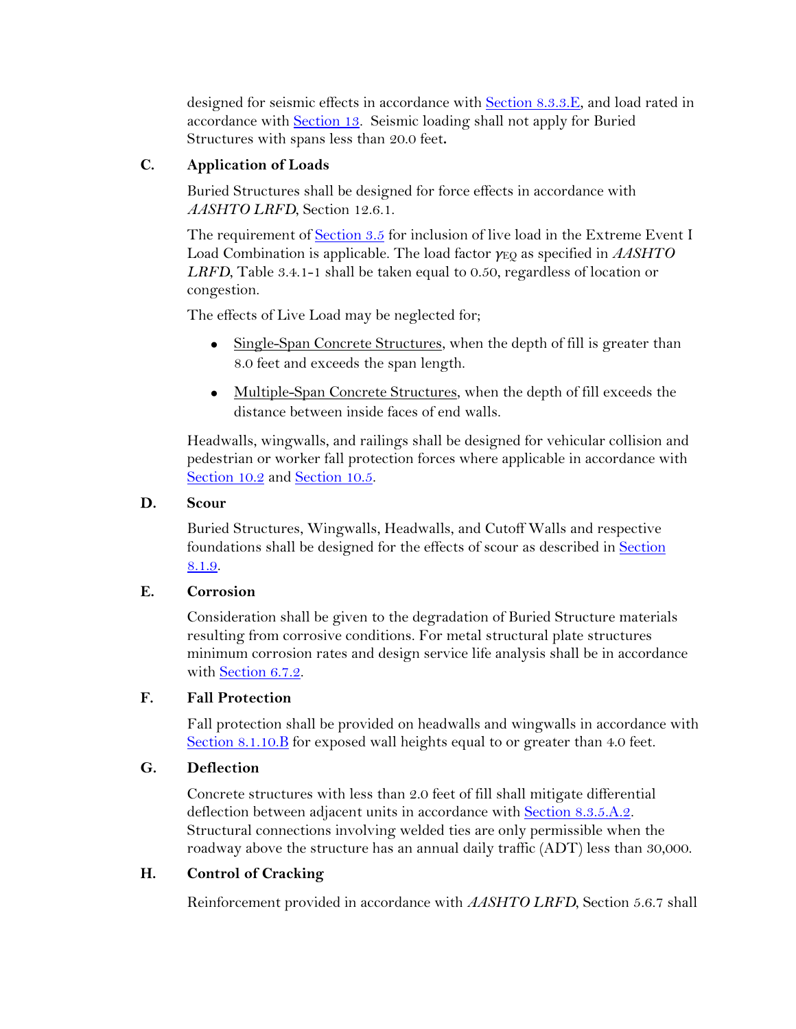designed for seismic effects in accordance with Section 8.3.3.E, and load rated in accordance with Section 13. Seismic loading shall not apply for Buried Structures with spans less than 20.0 feet.

**C. Application of Loads**

Buried Structures shall be designed for force effects in accordance with *AASHTO LRFD*, Section 12.6.1.

The requirement of Section 3.5 for inclusion of live load in the Extreme Event I Load Combination is applicable. The load factor $\gamma_{EQ}$ as specified in *AASHTO LRFD*, Table 3.4.1-1 shall be taken equal to 0.50, regardless of location or congestion.

The effects of Live Load may be neglected for;

- Single-Span Concrete Structures, when the depth of fill is greater than 8.0 feet and exceeds the span length.
- Multiple-Span Concrete Structures, when the depth of fill exceeds the distance between inside faces of end walls.

Headwalls, wingwalls, and railings shall be designed for vehicular collision and pedestrian or worker fall protection forces where applicable in accordance with Section 10.2 and Section 10.5.

**D. Scour**

Buried Structures, Wingwalls, Headwalls, and Cutoff Walls and respective foundations shall be designed for the effects of scour as described in Section 8.1.9.

**E. Corrosion**

Consideration shall be given to the degradation of Buried Structure materials resulting from corrosive conditions. For metal structural plate structures minimum corrosion rates and design service life analysis shall be in accordance with Section 6.7.2.

**F. Fall Protection**

Fall protection shall be provided on headwalls and wingwalls in accordance with Section 8.1.10.B for exposed wall heights equal to or greater than 4.0 feet.

**G. Deflection**

Concrete structures with less than 2.0 feet of fill shall mitigate differential deflection between adjacent units in accordance with Section 8.3.5.A.2. Structural connections involving welded ties are only permissible when the roadway above the structure has an annual daily traffic (ADT) less than 30,000.

**H. Control of Cracking**

Reinforcement provided in accordance with *AASHTO LRFD*, Section 5.6.7 shall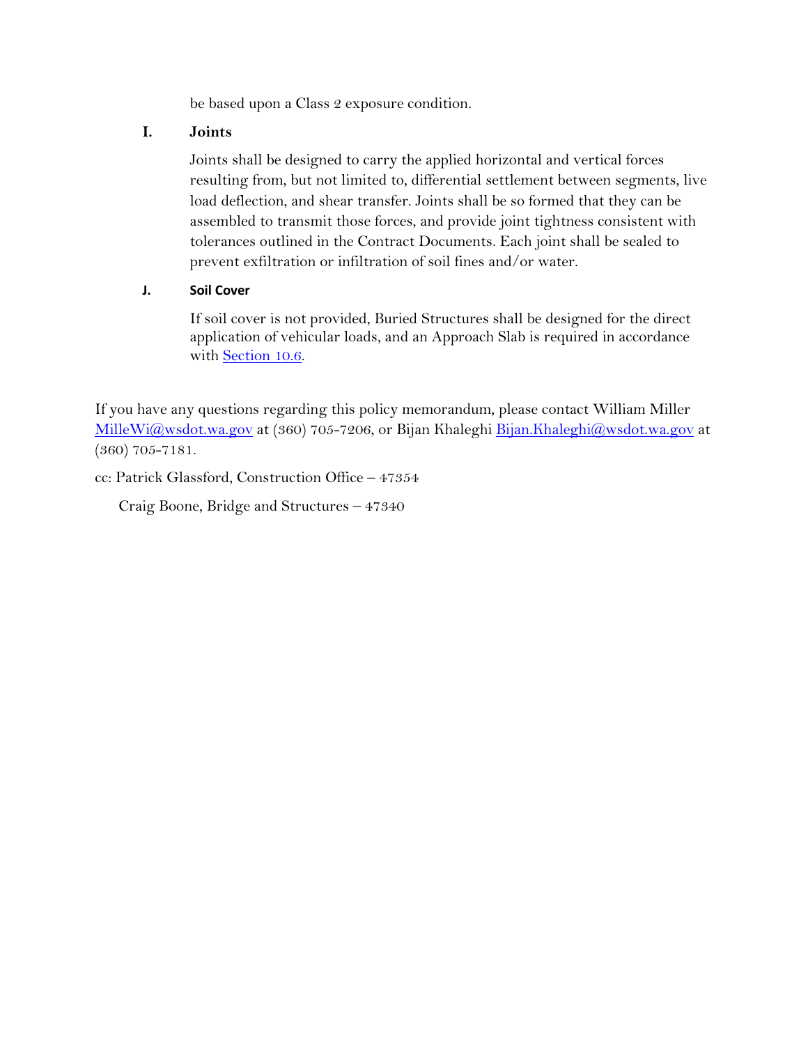be based upon a Class 2 exposure condition.

**I. Joints**

Joints shall be designed to carry the applied horizontal and vertical forces resulting from, but not limited to, differential settlement between segments, live load deflection, and shear transfer. Joints shall be so formed that they can be assembled to transmit those forces, and provide joint tightness consistent with tolerances outlined in the Contract Documents. Each joint shall be sealed to prevent exfiltration or infiltration of soil fines and/or water.

**J. Soil Cover**

If soil cover is not provided, Buried Structures shall be designed for the direct application of vehicular loads, and an Approach Slab is required in accordance with Section 10.6.

If you have any questions regarding this policy memorandum, please contact William Miller MilleWi@wsdot.wa.gov at (360) 705-7206, or Bijan Khaleghi Bijan.Khaleghi@wsdot.wa.gov at (360) 705-7181.

cc: Patrick Glassford, Construction Office – 47354

Craig Boone, Bridge and Structures – 47340